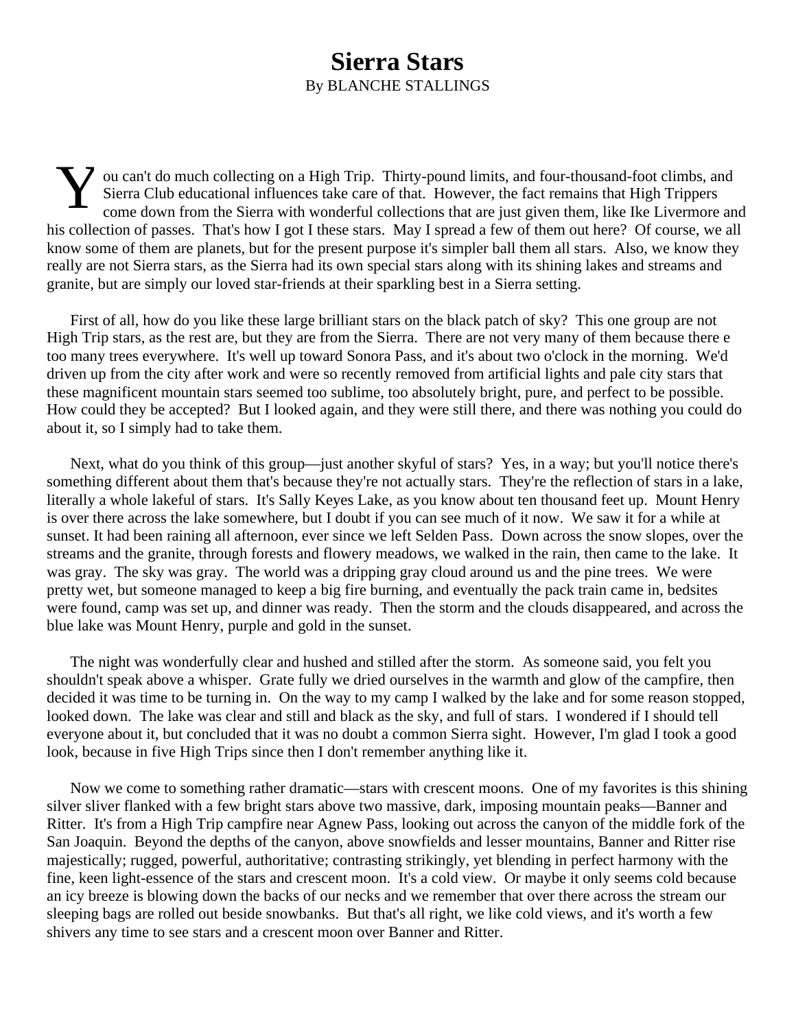# Sierra Stars

By BLANCHE STALLINGS

You can't do much collecting on a High Trip. Thirty-pound limits, and four-thousand-foot climbs, and Sierra Club educational influences take care of that. However, the fact remains that High Trippers come down from the Sierra with wonderful collections that are just given them, like Ike Livermore and his collection of passes. That's how I got I these stars. May I spread a few of them out here? Of course, we all know some of them are planets, but for the present purpose it's simpler ball them all stars. Also, we know they really are not Sierra stars, as the Sierra had its own special stars along with its shining lakes and streams and granite, but are simply our loved star-friends at their sparkling best in a Sierra setting.

First of all, how do you like these large brilliant stars on the black patch of sky? This one group are not High Trip stars, as the rest are, but they are from the Sierra. There are not very many of them because there e too many trees everywhere. It's well up toward Sonora Pass, and it's about two o'clock in the morning. We'd driven up from the city after work and were so recently removed from artificial lights and pale city stars that these magnificent mountain stars seemed too sublime, too absolutely bright, pure, and perfect to be possible. How could they be accepted? But I looked again, and they were still there, and there was nothing you could do about it, so I simply had to take them.

Next, what do you think of this group—just another skyful of stars? Yes, in a way; but you'll notice there's something different about them that's because they're not actually stars. They're the reflection of stars in a lake, literally a whole lakeful of stars. It's Sally Keyes Lake, as you know about ten thousand feet up. Mount Henry is over there across the lake somewhere, but I doubt if you can see much of it now. We saw it for a while at sunset. It had been raining all afternoon, ever since we left Selden Pass. Down across the snow slopes, over the streams and the granite, through forests and flowery meadows, we walked in the rain, then came to the lake. It was gray. The sky was gray. The world was a dripping gray cloud around us and the pine trees. We were pretty wet, but someone managed to keep a big fire burning, and eventually the pack train came in, bedsites were found, camp was set up, and dinner was ready. Then the storm and the clouds disappeared, and across the blue lake was Mount Henry, purple and gold in the sunset.

The night was wonderfully clear and hushed and stilled after the storm. As someone said, you felt you shouldn't speak above a whisper. Grate fully we dried ourselves in the warmth and glow of the campfire, then decided it was time to be turning in. On the way to my camp I walked by the lake and for some reason stopped, looked down. The lake was clear and still and black as the sky, and full of stars. I wondered if I should tell everyone about it, but concluded that it was no doubt a common Sierra sight. However, I'm glad I took a good look, because in five High Trips since then I don't remember anything like it.

Now we come to something rather dramatic—stars with crescent moons. One of my favorites is this shining silver sliver flanked with a few bright stars above two massive, dark, imposing mountain peaks—Banner and Ritter. It's from a High Trip campfire near Agnew Pass, looking out across the canyon of the middle fork of the San Joaquin. Beyond the depths of the canyon, above snowfields and lesser mountains, Banner and Ritter rise majestically; rugged, powerful, authoritative; contrasting strikingly, yet blending in perfect harmony with the fine, keen light-essence of the stars and crescent moon. It's a cold view. Or maybe it only seems cold because an icy breeze is blowing down the backs of our necks and we remember that over there across the stream our sleeping bags are rolled out beside snowbanks. But that's all right, we like cold views, and it's worth a few shivers any time to see stars and a crescent moon over Banner and Ritter.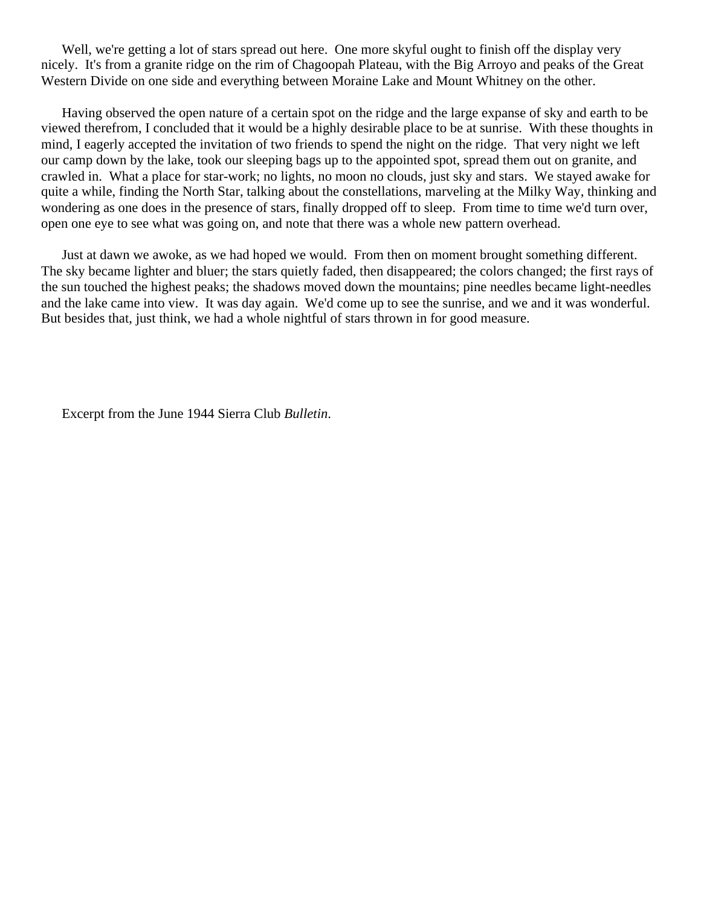Well, we're getting a lot of stars spread out here. One more skyful ought to finish off the display very nicely. It's from a granite ridge on the rim of Chagoopah Plateau, with the Big Arroyo and peaks of the Great Western Divide on one side and everything between Moraine Lake and Mount Whitney on the other.

Having observed the open nature of a certain spot on the ridge and the large expanse of sky and earth to be viewed therefrom, I concluded that it would be a highly desirable place to be at sunrise. With these thoughts in mind, I eagerly accepted the invitation of two friends to spend the night on the ridge. That very night we left our camp down by the lake, took our sleeping bags up to the appointed spot, spread them out on granite, and crawled in. What a place for star-work; no lights, no moon no clouds, just sky and stars. We stayed awake for quite a while, finding the North Star, talking about the constellations, marveling at the Milky Way, thinking and wondering as one does in the presence of stars, finally dropped off to sleep. From time to time we'd turn over, open one eye to see what was going on, and note that there was a whole new pattern overhead.

Just at dawn we awoke, as we had hoped we would. From then on moment brought something different. The sky became lighter and bluer; the stars quietly faded, then disappeared; the colors changed; the first rays of the sun touched the highest peaks; the shadows moved down the mountains; pine needles became light-needles and the lake came into view. It was day again. We'd come up to see the sunrise, and we and it was wonderful. But besides that, just think, we had a whole nightful of stars thrown in for good measure.

Excerpt from the June 1944 Sierra Club *Bulletin*.